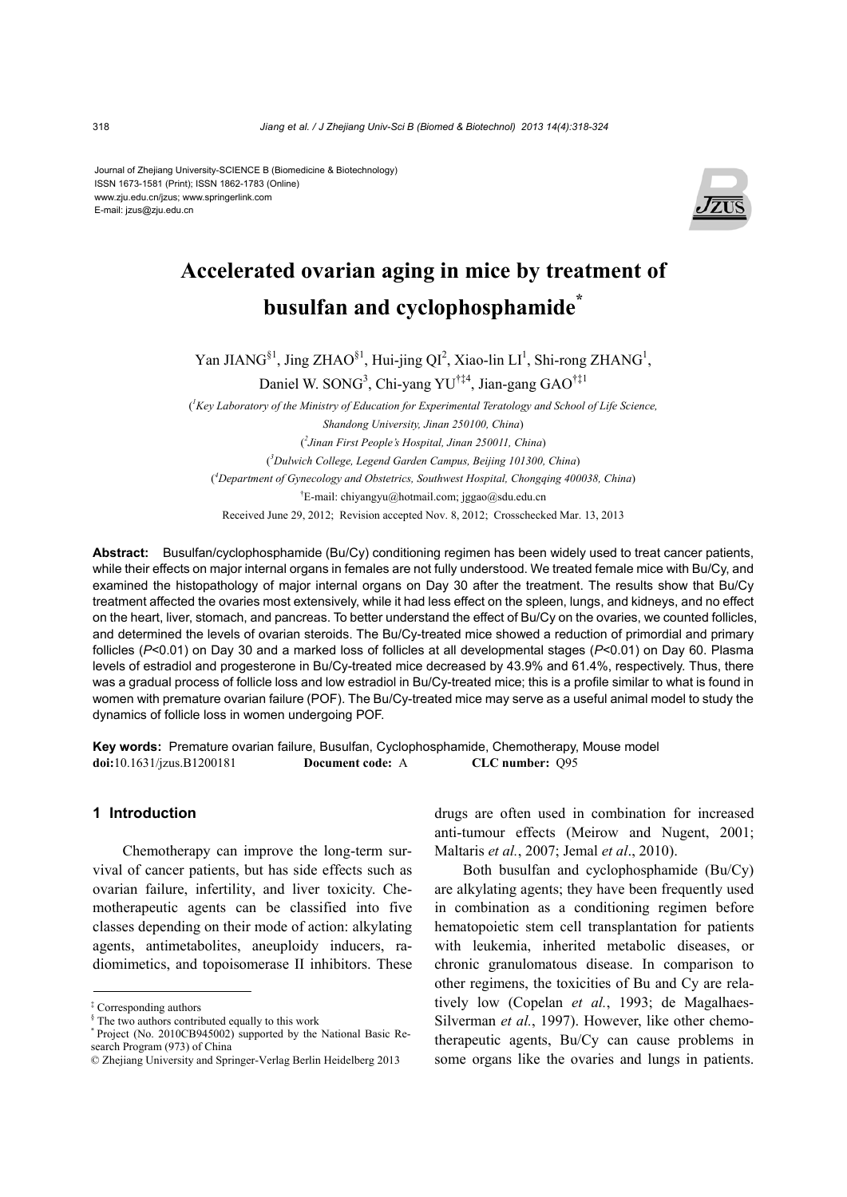Journal of Zhejiang University-SCIENCE B (Biomedicine & Biotechnology)
ISSN 1673-1581 (Print); ISSN 1862-1783 (Online)
www.zju.edu.cn/jzus; www.springerlink.com
E-mail: jzus@zju.edu.cn

# Accelerated ovarian aging in mice by treatment of busulfan and cyclophosphamide*

Yan JIANG[§1], Jing ZHAO[§1], Hui-jing QI[2], Xiao-lin LI[1], Shi-rong ZHANG[1], Daniel W. SONG[3], Chi-yang YU[†‡4], Jian-gang GAO[†‡1]

([1]*Key Laboratory of the Ministry of Education for Experimental Teratology and School of Life Science, Shandong University, Jinan 250100, China*)

([2]*Jinan First People's Hospital, Jinan 250011, China*)

([3]*Dulwich College, Legend Garden Campus, Beijing 101300, China*)

([4]*Department of Gynecology and Obstetrics, Southwest Hospital, Chongqing 400038, China*)

[†]E-mail: chiyangyu@hotmail.com; jggao@sdu.edu.cn

Received June 29, 2012; Revision accepted Nov. 8, 2012; Crosschecked Mar. 13, 2013

**Abstract:** Busulfan/cyclophosphamide (Bu/Cy) conditioning regimen has been widely used to treat cancer patients, while their effects on major internal organs in females are not fully understood. We treated female mice with Bu/Cy, and examined the histopathology of major internal organs on Day 30 after the treatment. The results show that Bu/Cy treatment affected the ovaries most extensively, while it had less effect on the spleen, lungs, and kidneys, and no effect on the heart, liver, stomach, and pancreas. To better understand the effect of Bu/Cy on the ovaries, we counted follicles, and determined the levels of ovarian steroids. The Bu/Cy-treated mice showed a reduction of primordial and primary follicles ($P<0.01$) on Day 30 and a marked loss of follicles at all developmental stages ($P<0.01$) on Day 60. Plasma levels of estradiol and progesterone in Bu/Cy-treated mice decreased by 43.9% and 61.4%, respectively. Thus, there was a gradual process of follicle loss and low estradiol in Bu/Cy-treated mice; this is a profile similar to what is found in women with premature ovarian failure (POF). The Bu/Cy-treated mice may serve as a useful animal model to study the dynamics of follicle loss in women undergoing POF.

**Key words:** Premature ovarian failure, Busulfan, Cyclophosphamide, Chemotherapy, Mouse model
**doi:**10.1631/jzus.B1200181 **Document code:** A **CLC number:** Q95

## 1 Introduction

Chemotherapy can improve the long-term survival of cancer patients, but has side effects such as ovarian failure, infertility, and liver toxicity. Chemotherapeutic agents can be classified into five classes depending on their mode of action: alkylating agents, antimetabolites, aneuploidy inducers, radiomimetics, and topoisomerase II inhibitors. These drugs are often used in combination for increased anti-tumour effects (Meirow and Nugent, 2001; Maltaris *et al.*, 2007; Jemal *et al*., 2010).

Both busulfan and cyclophosphamide (Bu/Cy) are alkylating agents; they have been frequently used in combination as a conditioning regimen before hematopoietic stem cell transplantation for patients with leukemia, inherited metabolic diseases, or chronic granulomatous disease. In comparison to other regimens, the toxicities of Bu and Cy are relatively low (Copelan *et al.*, 1993; de Magalhaes-Silverman *et al.*, 1997). However, like other chemotherapeutic agents, Bu/Cy can cause problems in some organs like the ovaries and lungs in patients.

---

‡ Corresponding authors

§ The two authors contributed equally to this work

\* Project (No. 2010CB945002) supported by the National Basic Research Program (973) of China

© Zhejiang University and Springer-Verlag Berlin Heidelberg 2013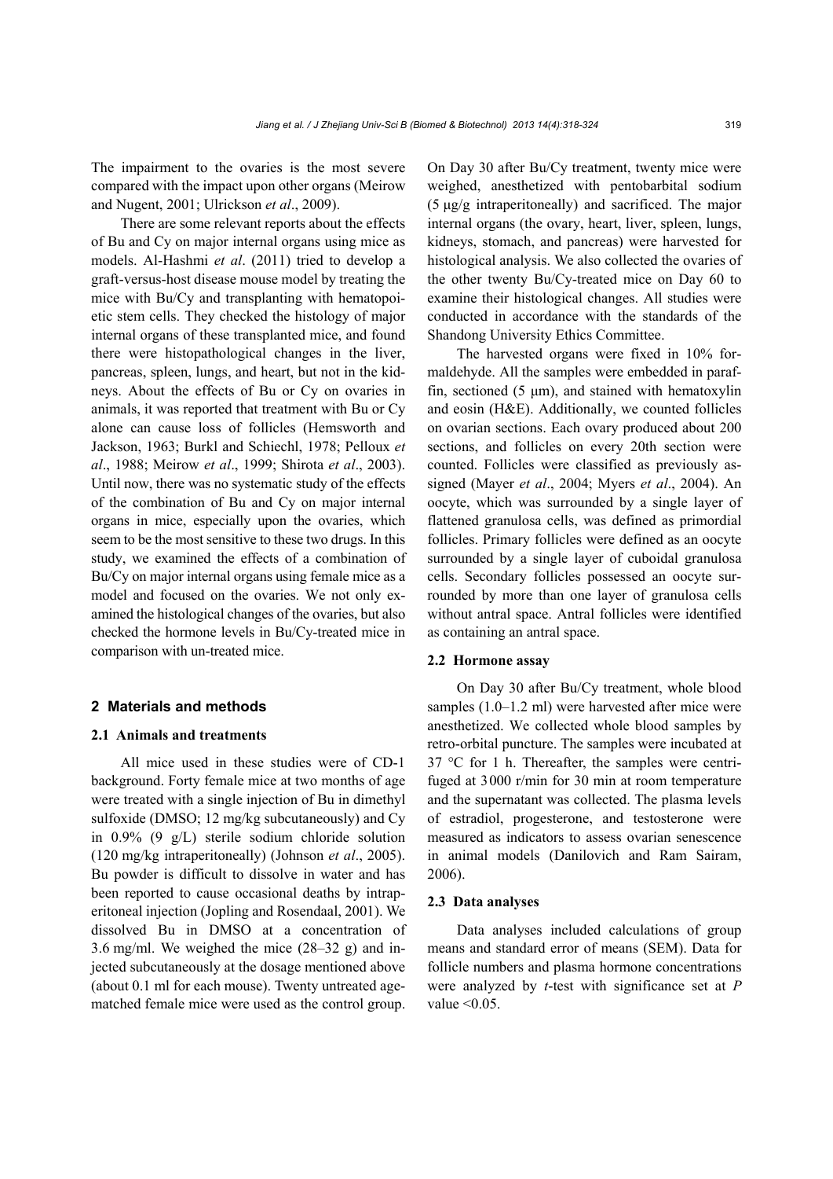The impairment to the ovaries is the most severe compared with the impact upon other organs (Meirow and Nugent, 2001; Ulrickson *et al*., 2009).

There are some relevant reports about the effects of Bu and Cy on major internal organs using mice as models. Al-Hashmi *et al*. (2011) tried to develop a graft-versus-host disease mouse model by treating the mice with Bu/Cy and transplanting with hematopoietic stem cells. They checked the histology of major internal organs of these transplanted mice, and found there were histopathological changes in the liver, pancreas, spleen, lungs, and heart, but not in the kidneys. About the effects of Bu or Cy on ovaries in animals, it was reported that treatment with Bu or Cy alone can cause loss of follicles (Hemsworth and Jackson, 1963; Burkl and Schiechl, 1978; Pelloux *et al*., 1988; Meirow *et al*., 1999; Shirota *et al*., 2003). Until now, there was no systematic study of the effects of the combination of Bu and Cy on major internal organs in mice, especially upon the ovaries, which seem to be the most sensitive to these two drugs. In this study, we examined the effects of a combination of Bu/Cy on major internal organs using female mice as a model and focused on the ovaries. We not only examined the histological changes of the ovaries, but also checked the hormone levels in Bu/Cy-treated mice in comparison with un-treated mice.

## 2 Materials and methods

### 2.1 Animals and treatments

All mice used in these studies were of CD-1 background. Forty female mice at two months of age were treated with a single injection of Bu in dimethyl sulfoxide (DMSO; 12 mg/kg subcutaneously) and Cy in 0.9% (9 g/L) sterile sodium chloride solution (120 mg/kg intraperitoneally) (Johnson *et al*., 2005). Bu powder is difficult to dissolve in water and has been reported to cause occasional deaths by intraperitoneal injection (Jopling and Rosendaal, 2001). We dissolved Bu in DMSO at a concentration of 3.6 mg/ml. We weighed the mice (28–32 g) and injected subcutaneously at the dosage mentioned above (about 0.1 ml for each mouse). Twenty untreated age-matched female mice were used as the control group. On Day 30 after Bu/Cy treatment, twenty mice were weighed, anesthetized with pentobarbital sodium (5 μg/g intraperitoneally) and sacrificed. The major internal organs (the ovary, heart, liver, spleen, lungs, kidneys, stomach, and pancreas) were harvested for histological analysis. We also collected the ovaries of the other twenty Bu/Cy-treated mice on Day 60 to examine their histological changes. All studies were conducted in accordance with the standards of the Shandong University Ethics Committee.

The harvested organs were fixed in 10% formaldehyde. All the samples were embedded in paraffin, sectioned (5 μm), and stained with hematoxylin and eosin (H&E). Additionally, we counted follicles on ovarian sections. Each ovary produced about 200 sections, and follicles on every 20th section were counted. Follicles were classified as previously assigned (Mayer *et al*., 2004; Myers *et al*., 2004). An oocyte, which was surrounded by a single layer of flattened granulosa cells, was defined as primordial follicles. Primary follicles were defined as an oocyte surrounded by a single layer of cuboidal granulosa cells. Secondary follicles possessed an oocyte surrounded by more than one layer of granulosa cells without antral space. Antral follicles were identified as containing an antral space.

### 2.2 Hormone assay

On Day 30 after Bu/Cy treatment, whole blood samples (1.0–1.2 ml) were harvested after mice were anesthetized. We collected whole blood samples by retro-orbital puncture. The samples were incubated at 37 °C for 1 h. Thereafter, the samples were centrifuged at 3000 r/min for 30 min at room temperature and the supernatant was collected. The plasma levels of estradiol, progesterone, and testosterone were measured as indicators to assess ovarian senescence in animal models (Danilovich and Ram Sairam, 2006).

### 2.3 Data analyses

Data analyses included calculations of group means and standard error of means (SEM). Data for follicle numbers and plasma hormone concentrations were analyzed by *t*-test with significance set at $P$ value $<0.05$.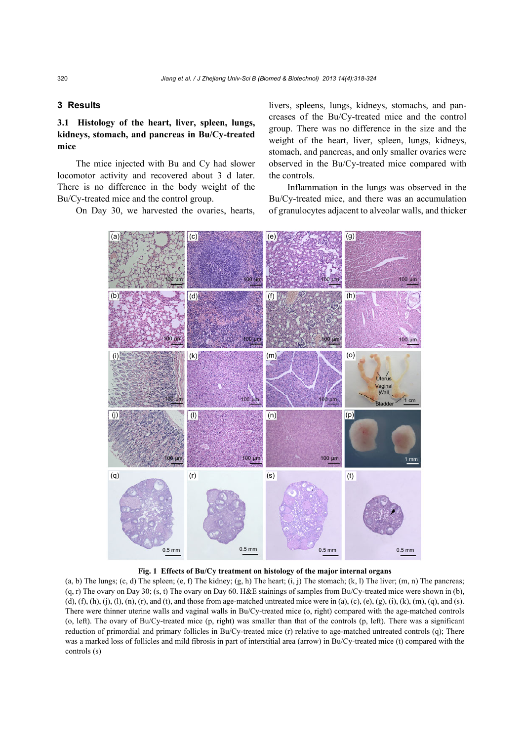## 3 Results

### 3.1 Histology of the heart, liver, spleen, lungs, kidneys, stomach, and pancreas in Bu/Cy-treated mice

The mice injected with Bu and Cy had slower locomotor activity and recovered about 3 d later. There is no difference in the body weight of the Bu/Cy-treated mice and the control group.

On Day 30, we harvested the ovaries, hearts, livers, spleens, lungs, kidneys, stomachs, and pancreases of the Bu/Cy-treated mice and the control group. There was no difference in the size and the weight of the heart, liver, spleen, lungs, kidneys, stomach, and pancreas, and only smaller ovaries were observed in the Bu/Cy-treated mice compared with the controls.

Inflammation in the lungs was observed in the Bu/Cy-treated mice, and there was an accumulation of granulocytes adjacent to alveolar walls, and thicker

**Fig. 1 Effects of Bu/Cy treatment on histology of the major internal organs**

(a, b) The lungs; (c, d) The spleen; (e, f) The kidney; (g, h) The heart; (i, j) The stomach; (k, l) The liver; (m, n) The pancreas; (q, r) The ovary on Day 30; (s, t) The ovary on Day 60. H&E stainings of samples from Bu/Cy-treated mice were shown in (b), (d), (f), (h), (j), (l), (n), (r), and (t), and those from age-matched untreated mice were in (a), (c), (e), (g), (i), (k), (m), (q), and (s). There were thinner uterine walls and vaginal walls in Bu/Cy-treated mice (o, right) compared with the age-matched controls (o, left). The ovary of Bu/Cy-treated mice (p, right) was smaller than that of the controls (p, left). There was a significant reduction of primordial and primary follicles in Bu/Cy-treated mice (r) relative to age-matched untreated controls (q); There was a marked loss of follicles and mild fibrosis in part of interstitial area (arrow) in Bu/Cy-treated mice (t) compared with the controls (s)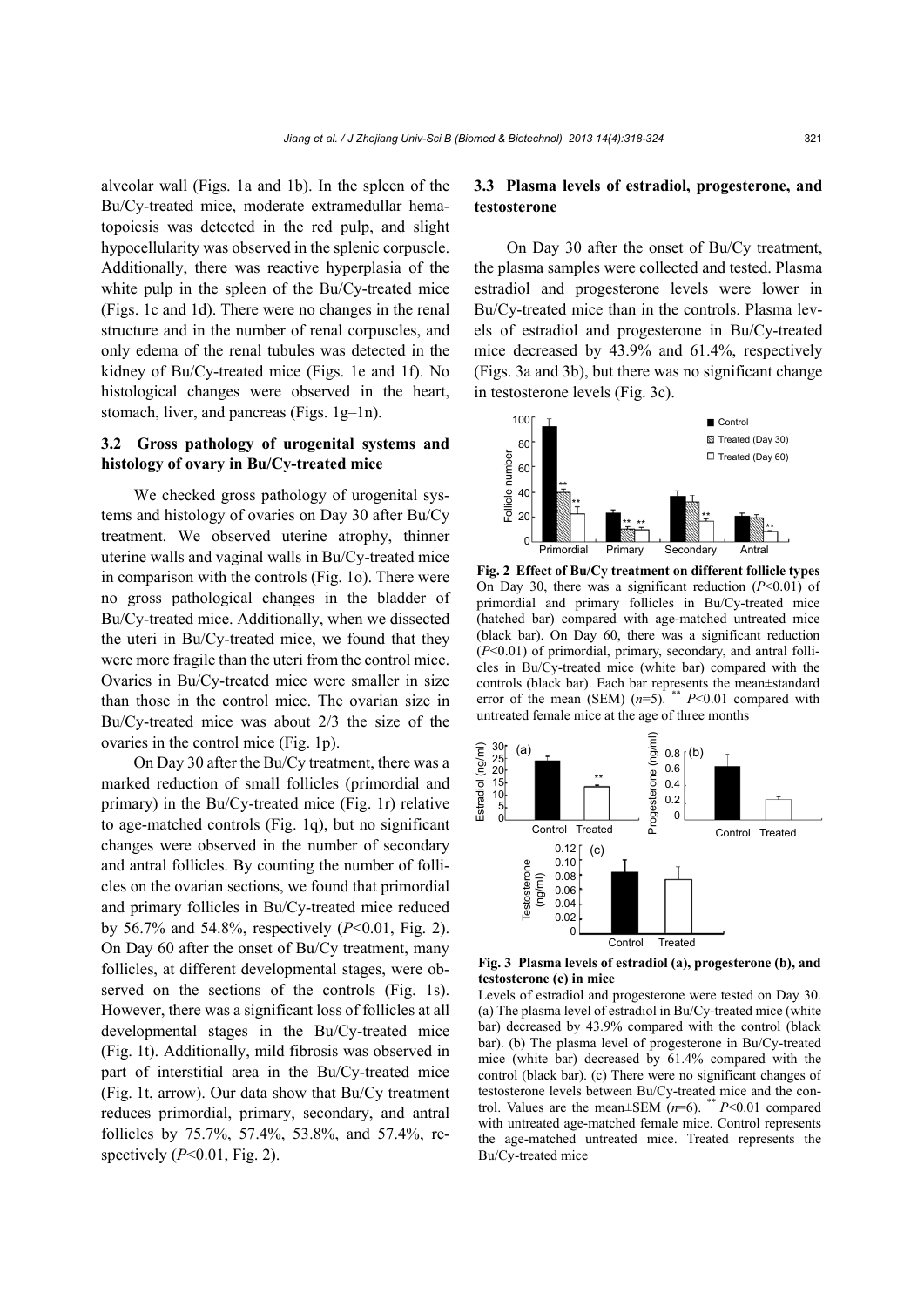alveolar wall (Figs. 1a and 1b). In the spleen of the Bu/Cy-treated mice, moderate extramedullar hematopoiesis was detected in the red pulp, and slight hypocellularity was observed in the splenic corpuscle. Additionally, there was reactive hyperplasia of the white pulp in the spleen of the Bu/Cy-treated mice (Figs. 1c and 1d). There were no changes in the renal structure and in the number of renal corpuscles, and only edema of the renal tubules was detected in the kidney of Bu/Cy-treated mice (Figs. 1e and 1f). No histological changes were observed in the heart, stomach, liver, and pancreas (Figs. 1g–1n).

### 3.2 Gross pathology of urogenital systems and histology of ovary in Bu/Cy-treated mice

We checked gross pathology of urogenital systems and histology of ovaries on Day 30 after Bu/Cy treatment. We observed uterine atrophy, thinner uterine walls and vaginal walls in Bu/Cy-treated mice in comparison with the controls (Fig. 1o). There were no gross pathological changes in the bladder of Bu/Cy-treated mice. Additionally, when we dissected the uteri in Bu/Cy-treated mice, we found that they were more fragile than the uteri from the control mice. Ovaries in Bu/Cy-treated mice were smaller in size than those in the control mice. The ovarian size in Bu/Cy-treated mice was about 2/3 the size of the ovaries in the control mice (Fig. 1p).

On Day 30 after the Bu/Cy treatment, there was a marked reduction of small follicles (primordial and primary) in the Bu/Cy-treated mice (Fig. 1r) relative to age-matched controls (Fig. 1q), but no significant changes were observed in the number of secondary and antral follicles. By counting the number of follicles on the ovarian sections, we found that primordial and primary follicles in Bu/Cy-treated mice reduced by 56.7% and 54.8%, respectively ($P$<0.01, Fig. 2). On Day 60 after the onset of Bu/Cy treatment, many follicles, at different developmental stages, were observed on the sections of the controls (Fig. 1s). However, there was a significant loss of follicles at all developmental stages in the Bu/Cy-treated mice (Fig. 1t). Additionally, mild fibrosis was observed in part of interstitial area in the Bu/Cy-treated mice (Fig. 1t, arrow). Our data show that Bu/Cy treatment reduces primordial, primary, secondary, and antral follicles by 75.7%, 57.4%, 53.8%, and 57.4%, respectively ($P$<0.01, Fig. 2).

### 3.3 Plasma levels of estradiol, progesterone, and testosterone

On Day 30 after the onset of Bu/Cy treatment, the plasma samples were collected and tested. Plasma estradiol and progesterone levels were lower in Bu/Cy-treated mice than in the controls. Plasma levels of estradiol and progesterone in Bu/Cy-treated mice decreased by 43.9% and 61.4%, respectively (Figs. 3a and 3b), but there was no significant change in testosterone levels (Fig. 3c).

**Fig. 2 Effect of Bu/Cy treatment on different follicle types**
On Day 30, there was a significant reduction ($P$<0.01) of primordial and primary follicles in Bu/Cy-treated mice (hatched bar) compared with age-matched untreated mice (black bar). On Day 60, there was a significant reduction ($P$<0.01) of primordial, primary, secondary, and antral follicles in Bu/Cy-treated mice (white bar) compared with the controls (black bar). Each bar represents the mean±standard error of the mean (SEM) ($n$=5). ** $P$<0.01 compared with untreated female mice at the age of three months

**Fig. 3 Plasma levels of estradiol (a), progesterone (b), and testosterone (c) in mice**
Levels of estradiol and progesterone were tested on Day 30. (a) The plasma level of estradiol in Bu/Cy-treated mice (white bar) decreased by 43.9% compared with the control (black bar). (b) The plasma level of progesterone in Bu/Cy-treated mice (white bar) decreased by 61.4% compared with the control (black bar). (c) There were no significant changes of testosterone levels between Bu/Cy-treated mice and the control. Values are the mean±SEM ($n$=6). ** $P$<0.01 compared with untreated age-matched female mice. Control represents the age-matched untreated mice. Treated represents the Bu/Cy-treated mice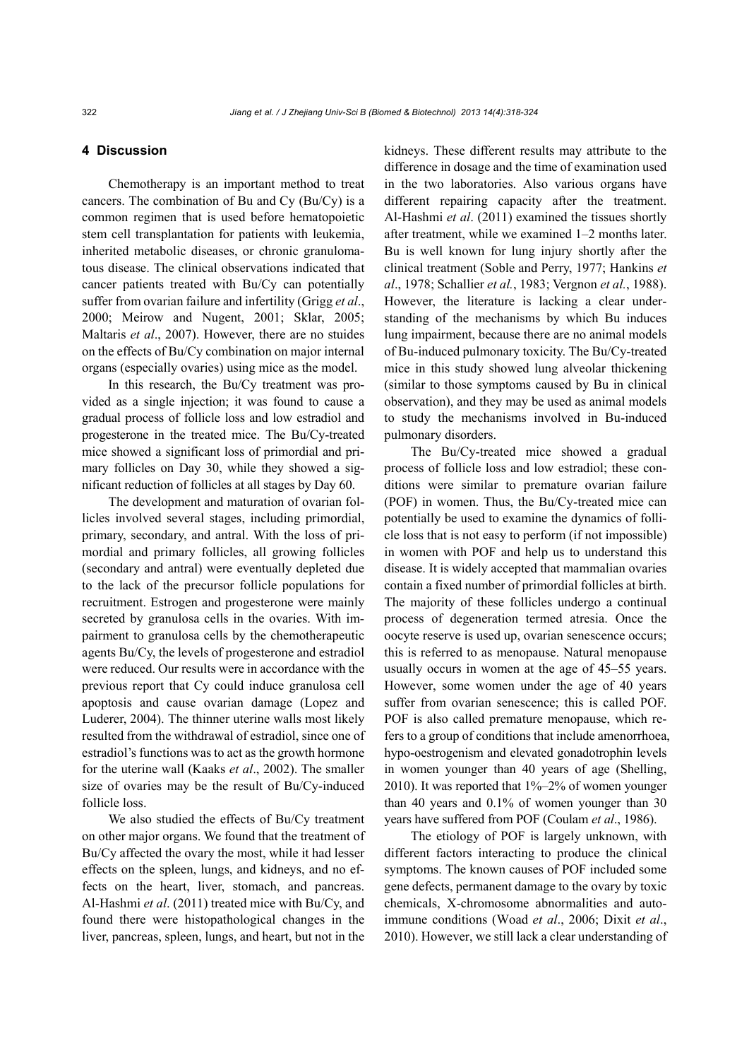## 4 Discussion

Chemotherapy is an important method to treat cancers. The combination of Bu and Cy (Bu/Cy) is a common regimen that is used before hematopoietic stem cell transplantation for patients with leukemia, inherited metabolic diseases, or chronic granulomatous disease. The clinical observations indicated that cancer patients treated with Bu/Cy can potentially suffer from ovarian failure and infertility (Grigg *et al*., 2000; Meirow and Nugent, 2001; Sklar, 2005; Maltaris *et al*., 2007). However, there are no stuides on the effects of Bu/Cy combination on major internal organs (especially ovaries) using mice as the model.

In this research, the Bu/Cy treatment was provided as a single injection; it was found to cause a gradual process of follicle loss and low estradiol and progesterone in the treated mice. The Bu/Cy-treated mice showed a significant loss of primordial and primary follicles on Day 30, while they showed a significant reduction of follicles at all stages by Day 60.

The development and maturation of ovarian follicles involved several stages, including primordial, primary, secondary, and antral. With the loss of primordial and primary follicles, all growing follicles (secondary and antral) were eventually depleted due to the lack of the precursor follicle populations for recruitment. Estrogen and progesterone were mainly secreted by granulosa cells in the ovaries. With impairment to granulosa cells by the chemotherapeutic agents Bu/Cy, the levels of progesterone and estradiol were reduced. Our results were in accordance with the previous report that Cy could induce granulosa cell apoptosis and cause ovarian damage (Lopez and Luderer, 2004). The thinner uterine walls most likely resulted from the withdrawal of estradiol, since one of estradiol's functions was to act as the growth hormone for the uterine wall (Kaaks *et al*., 2002). The smaller size of ovaries may be the result of Bu/Cy-induced follicle loss.

We also studied the effects of Bu/Cy treatment on other major organs. We found that the treatment of Bu/Cy affected the ovary the most, while it had lesser effects on the spleen, lungs, and kidneys, and no effects on the heart, liver, stomach, and pancreas. Al-Hashmi *et al*. (2011) treated mice with Bu/Cy, and found there were histopathological changes in the liver, pancreas, spleen, lungs, and heart, but not in the kidneys. These different results may attribute to the difference in dosage and the time of examination used in the two laboratories. Also various organs have different repairing capacity after the treatment. Al-Hashmi *et al*. (2011) examined the tissues shortly after treatment, while we examined 1–2 months later. Bu is well known for lung injury shortly after the clinical treatment (Soble and Perry, 1977; Hankins *et al*., 1978; Schallier *et al.*, 1983; Vergnon *et al.*, 1988). However, the literature is lacking a clear understanding of the mechanisms by which Bu induces lung impairment, because there are no animal models of Bu-induced pulmonary toxicity. The Bu/Cy-treated mice in this study showed lung alveolar thickening (similar to those symptoms caused by Bu in clinical observation), and they may be used as animal models to study the mechanisms involved in Bu-induced pulmonary disorders.

The Bu/Cy-treated mice showed a gradual process of follicle loss and low estradiol; these conditions were similar to premature ovarian failure (POF) in women. Thus, the Bu/Cy-treated mice can potentially be used to examine the dynamics of follicle loss that is not easy to perform (if not impossible) in women with POF and help us to understand this disease. It is widely accepted that mammalian ovaries contain a fixed number of primordial follicles at birth. The majority of these follicles undergo a continual process of degeneration termed atresia. Once the oocyte reserve is used up, ovarian senescence occurs; this is referred to as menopause. Natural menopause usually occurs in women at the age of 45–55 years. However, some women under the age of 40 years suffer from ovarian senescence; this is called POF. POF is also called premature menopause, which refers to a group of conditions that include amenorrhoea, hypo-oestrogenism and elevated gonadotrophin levels in women younger than 40 years of age (Shelling, 2010). It was reported that 1%–2% of women younger than 40 years and 0.1% of women younger than 30 years have suffered from POF (Coulam *et al*., 1986).

The etiology of POF is largely unknown, with different factors interacting to produce the clinical symptoms. The known causes of POF included some gene defects, permanent damage to the ovary by toxic chemicals, X-chromosome abnormalities and autoimmune conditions (Woad *et al*., 2006; Dixit *et al*., 2010). However, we still lack a clear understanding of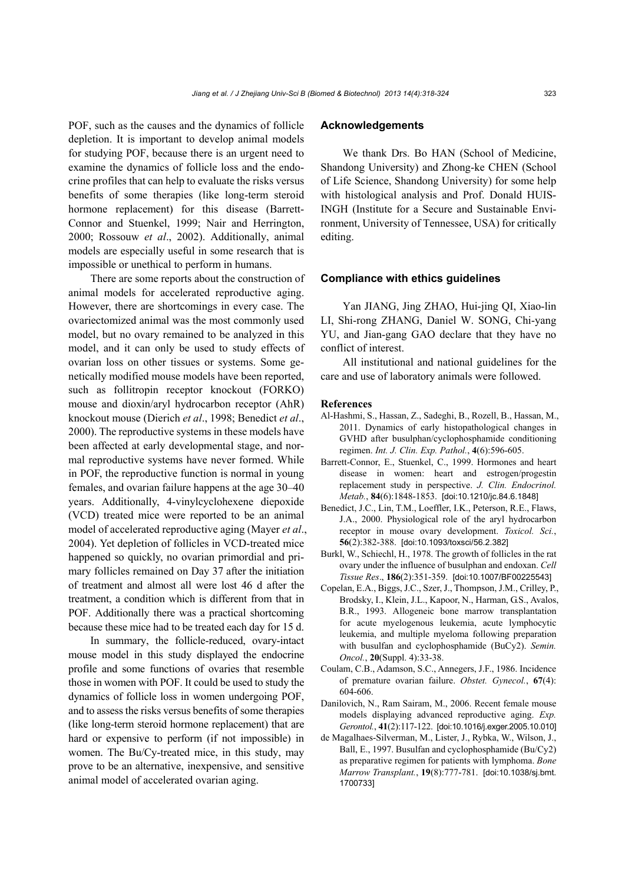POF, such as the causes and the dynamics of follicle depletion. It is important to develop animal models for studying POF, because there is an urgent need to examine the dynamics of follicle loss and the endocrine profiles that can help to evaluate the risks versus benefits of some therapies (like long-term steroid hormone replacement) for this disease (Barrett-Connor and Stuenkel, 1999; Nair and Herrington, 2000; Rossouw *et al*., 2002). Additionally, animal models are especially useful in some research that is impossible or unethical to perform in humans.

There are some reports about the construction of animal models for accelerated reproductive aging. However, there are shortcomings in every case. The ovariectomized animal was the most commonly used model, but no ovary remained to be analyzed in this model, and it can only be used to study effects of ovarian loss on other tissues or systems. Some genetically modified mouse models have been reported, such as follitropin receptor knockout (FORKO) mouse and dioxin/aryl hydrocarbon receptor (AhR) knockout mouse (Dierich *et al*., 1998; Benedict *et al*., 2000). The reproductive systems in these models have been affected at early developmental stage, and normal reproductive systems have never formed. While in POF, the reproductive function is normal in young females, and ovarian failure happens at the age 30–40 years. Additionally, 4-vinylcyclohexene diepoxide (VCD) treated mice were reported to be an animal model of accelerated reproductive aging (Mayer *et al*., 2004). Yet depletion of follicles in VCD-treated mice happened so quickly, no ovarian primordial and primary follicles remained on Day 37 after the initiation of treatment and almost all were lost 46 d after the treatment, a condition which is different from that in POF. Additionally there was a practical shortcoming because these mice had to be treated each day for 15 d.

In summary, the follicle-reduced, ovary-intact mouse model in this study displayed the endocrine profile and some functions of ovaries that resemble those in women with POF. It could be used to study the dynamics of follicle loss in women undergoing POF, and to assess the risks versus benefits of some therapies (like long-term steroid hormone replacement) that are hard or expensive to perform (if not impossible) in women. The Bu/Cy-treated mice, in this study, may prove to be an alternative, inexpensive, and sensitive animal model of accelerated ovarian aging.

## Acknowledgements

We thank Drs. Bo HAN (School of Medicine, Shandong University) and Zhong-ke CHEN (School of Life Science, Shandong University) for some help with histological analysis and Prof. Donald HUISINGH (Institute for a Secure and Sustainable Environment, University of Tennessee, USA) for critically editing.

## Compliance with ethics guidelines

Yan JIANG, Jing ZHAO, Hui-jing QI, Xiao-lin LI, Shi-rong ZHANG, Daniel W. SONG, Chi-yang YU, and Jian-gang GAO declare that they have no conflict of interest.

All institutional and national guidelines for the care and use of laboratory animals were followed.

## References

Al-Hashmi, S., Hassan, Z., Sadeghi, B., Rozell, B., Hassan, M., 2011. Dynamics of early histopathological changes in GVHD after busulphan/cyclophosphamide conditioning regimen. *Int. J. Clin. Exp. Pathol.*, **4**(6):596-605.

Barrett-Connor, E., Stuenkel, C., 1999. Hormones and heart disease in women: heart and estrogen/progestin replacement study in perspective. *J. Clin. Endocrinol. Metab.*, **84**(6):1848-1853. [doi:10.1210/jc.84.6.1848]

Benedict, J.C., Lin, T.M., Loeffler, I.K., Peterson, R.E., Flaws, J.A., 2000. Physiological role of the aryl hydrocarbon receptor in mouse ovary development. *Toxicol. Sci.*, **56**(2):382-388. [doi:10.1093/toxsci/56.2.382]

Burkl, W., Schiechl, H., 1978. The growth of follicles in the rat ovary under the influence of busulphan and endoxan. *Cell Tissue Res*., **186**(2):351-359. [doi:10.1007/BF00225543]

Copelan, E.A., Biggs, J.C., Szer, J., Thompson, J.M., Crilley, P., Brodsky, I., Klein, J.L., Kapoor, N., Harman, G.S., Avalos, B.R., 1993. Allogeneic bone marrow transplantation for acute myelogenous leukemia, acute lymphocytic leukemia, and multiple myeloma following preparation with busulfan and cyclophosphamide (BuCy2). *Semin. Oncol.*, **20**(Suppl. 4):33-38.

Coulam, C.B., Adamson, S.C., Annegers, J.F., 1986. Incidence of premature ovarian failure. *Obstet. Gynecol.*, **67**(4): 604-606.

Danilovich, N., Ram Sairam, M., 2006. Recent female mouse models displaying advanced reproductive aging. *Exp. Gerontol.*, **41**(2):117-122. [doi:10.1016/j.exger.2005.10.010]

de Magalhaes-Silverman, M., Lister, J., Rybka, W., Wilson, J., Ball, E., 1997. Busulfan and cyclophosphamide (Bu/Cy2) as preparative regimen for patients with lymphoma. *Bone Marrow Transplant.*, **19**(8):777-781. [doi:10.1038/sj.bmt.1700733]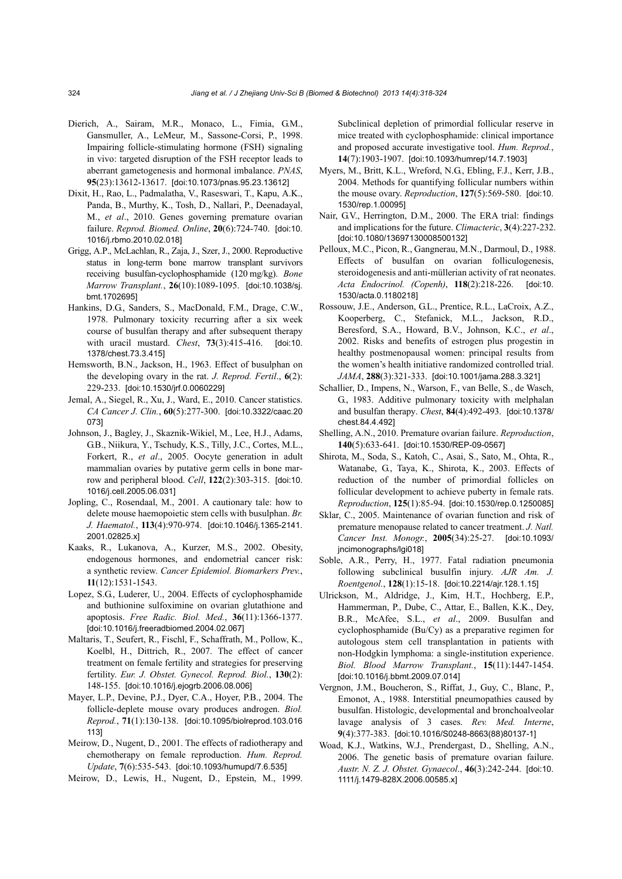Dierich, A., Sairam, M.R., Monaco, L., Fimia, G.M., Gansmuller, A., LeMeur, M., Sassone-Corsi, P., 1998. Impairing follicle-stimulating hormone (FSH) signaling in vivo: targeted disruption of the FSH receptor leads to aberrant gametogenesis and hormonal imbalance. *PNAS*, **95**(23):13612-13617. [doi:10.1073/pnas.95.23.13612]

Dixit, H., Rao, L., Padmalatha, V., Raseswari, T., Kapu, A.K., Panda, B., Murthy, K., Tosh, D., Nallari, P., Deenadayal, M., *et al*., 2010. Genes governing premature ovarian failure. *Reprod. Biomed. Online*, **20**(6):724-740. [doi:10.1016/j.rbmo.2010.02.018]

Grigg, A.P., McLachlan, R., Zaja, J., Szer, J., 2000. Reproductive status in long-term bone marrow transplant survivors receiving busulfan-cyclophosphamide (120 mg/kg). *Bone Marrow Transplant.*, **26**(10):1089-1095. [doi:10.1038/sj.bmt.1702695]

Hankins, D.G., Sanders, S., MacDonald, F.M., Drage, C.W., 1978. Pulmonary toxicity recurring after a six week course of busulfan therapy and after subsequent therapy with uracil mustard. *Chest*, **73**(3):415-416. [doi:10.1378/chest.73.3.415]

Hemsworth, B.N., Jackson, H., 1963. Effect of busulphan on the developing ovary in the rat. *J. Reprod. Fertil*., **6**(2):229-233. [doi:10.1530/jrf.0.0060229]

Jemal, A., Siegel, R., Xu, J., Ward, E., 2010. Cancer statistics. *CA Cancer J. Clin.*, **60**(5):277-300. [doi:10.3322/caac.20073]

Johnson, J., Bagley, J., Skaznik-Wikiel, M., Lee, H.J., Adams, G.B., Niikura, Y., Tschudy, K.S., Tilly, J.C., Cortes, M.L., Forkert, R., *et al*., 2005. Oocyte generation in adult mammalian ovaries by putative germ cells in bone marrow and peripheral blood. *Cell*, **122**(2):303-315. [doi:10.1016/j.cell.2005.06.031]

Jopling, C., Rosendaal, M., 2001. A cautionary tale: how to delete mouse haemopoietic stem cells with busulphan. *Br. J. Haematol.*, **113**(4):970-974. [doi:10.1046/j.1365-2141.2001.02825.x]

Kaaks, R., Lukanova, A., Kurzer, M.S., 2002. Obesity, endogenous hormones, and endometrial cancer risk: a synthetic review. *Cancer Epidemiol. Biomarkers Prev.*, **11**(12):1531-1543.

Lopez, S.G., Luderer, U., 2004. Effects of cyclophosphamide and buthionine sulfoximine on ovarian glutathione and apoptosis. *Free Radic. Biol. Med.*, **36**(11):1366-1377. [doi:10.1016/j.freeradbiomed.2004.02.067]

Maltaris, T., Seufert, R., Fischl, F., Schaffrath, M., Pollow, K., Koelbl, H., Dittrich, R., 2007. The effect of cancer treatment on female fertility and strategies for preserving fertility. *Eur. J. Obstet. Gynecol. Reprod. Biol.*, **130**(2):148-155. [doi:10.1016/j.ejogrb.2006.08.006]

Mayer, L.P., Devine, P.J., Dyer, C.A., Hoyer, P.B., 2004. The follicle-deplete mouse ovary produces androgen. *Biol. Reprod.*, **71**(1):130-138. [doi:10.1095/biolreprod.103.016113]

Meirow, D., Nugent, D., 2001. The effects of radiotherapy and chemotherapy on female reproduction. *Hum. Reprod. Update*, **7**(6):535-543. [doi:10.1093/humupd/7.6.535]

Meirow, D., Lewis, H., Nugent, D., Epstein, M., 1999. Subclinical depletion of primordial follicular reserve in mice treated with cyclophosphamide: clinical importance and proposed accurate investigative tool. *Hum. Reprod.*, **14**(7):1903-1907. [doi:10.1093/humrep/14.7.1903]

Myers, M., Britt, K.L., Wreford, N.G., Ebling, F.J., Kerr, J.B., 2004. Methods for quantifying follicular numbers within the mouse ovary. *Reproduction*, **127**(5):569-580. [doi:10.1530/rep.1.00095]

Nair, G.V., Herrington, D.M., 2000. The ERA trial: findings and implications for the future. *Climacteric*, **3**(4):227-232. [doi:10.1080/13697130008500132]

Pelloux, M.C., Picon, R., Gangnerau, M.N., Darmoul, D., 1988. Effects of busulfan on ovarian folliculogenesis, steroidogenesis and anti-müllerian activity of rat neonates. *Acta Endocrinol. (Copenh)*, **118**(2):218-226. [doi:10.1530/acta.0.1180218]

Rossouw, J.E., Anderson, G.L., Prentice, R.L., LaCroix, A.Z., Kooperberg, C., Stefanick, M.L., Jackson, R.D., Beresford, S.A., Howard, B.V., Johnson, K.C., *et al*., 2002. Risks and benefits of estrogen plus progestin in healthy postmenopausal women: principal results from the women's health initiative randomized controlled trial. *JAMA*, **288**(3):321-333. [doi:10.1001/jama.288.3.321]

Schallier, D., Impens, N., Warson, F., van Belle, S., de Wasch, G., 1983. Additive pulmonary toxicity with melphalan and busulfan therapy. *Chest*, **84**(4):492-493. [doi:10.1378/chest.84.4.492]

Shelling, A.N., 2010. Premature ovarian failure. *Reproduction*, **140**(5):633-641. [doi:10.1530/REP-09-0567]

Shirota, M., Soda, S., Katoh, C., Asai, S., Sato, M., Ohta, R., Watanabe, G., Taya, K., Shirota, K., 2003. Effects of reduction of the number of primordial follicles on follicular development to achieve puberty in female rats. *Reproduction*, **125**(1):85-94. [doi:10.1530/rep.0.1250085]

Sklar, C., 2005. Maintenance of ovarian function and risk of premature menopause related to cancer treatment. *J. Natl. Cancer Inst. Monogr.*, **2005**(34):25-27. [doi:10.1093/jncimonographs/lgi018]

Soble, A.R., Perry, H., 1977. Fatal radiation pneumonia following subclinical busulfin injury. *AJR Am. J. Roentgenol.*, **128**(1):15-18. [doi:10.2214/ajr.128.1.15]

Ulrickson, M., Aldridge, J., Kim, H.T., Hochberg, E.P., Hammerman, P., Dube, C., Attar, E., Ballen, K.K., Dey, B.R., McAfee, S.L., *et al*., 2009. Busulfan and cyclophosphamide (Bu/Cy) as a preparative regimen for autologous stem cell transplantation in patients with non-Hodgkin lymphoma: a single-institution experience. *Biol. Blood Marrow Transplant.*, **15**(11):1447-1454. [doi:10.1016/j.bbmt.2009.07.014]

Vergnon, J.M., Boucheron, S., Riffat, J., Guy, C., Blanc, P., Emonot, A., 1988. Interstitial pneumopathies caused by busulfan. Histologic, developmental and bronchoalveolar lavage analysis of 3 cases. *Rev. Med. Interne*, **9**(4):377-383. [doi:10.1016/S0248-8663(88)80137-1]

Woad, K.J., Watkins, W.J., Prendergast, D., Shelling, A.N., 2006. The genetic basis of premature ovarian failure. *Austr. N. Z. J. Obstet. Gynaecol.*, **46**(3):242-244. [doi:10.1111/j.1479-828X.2006.00585.x]